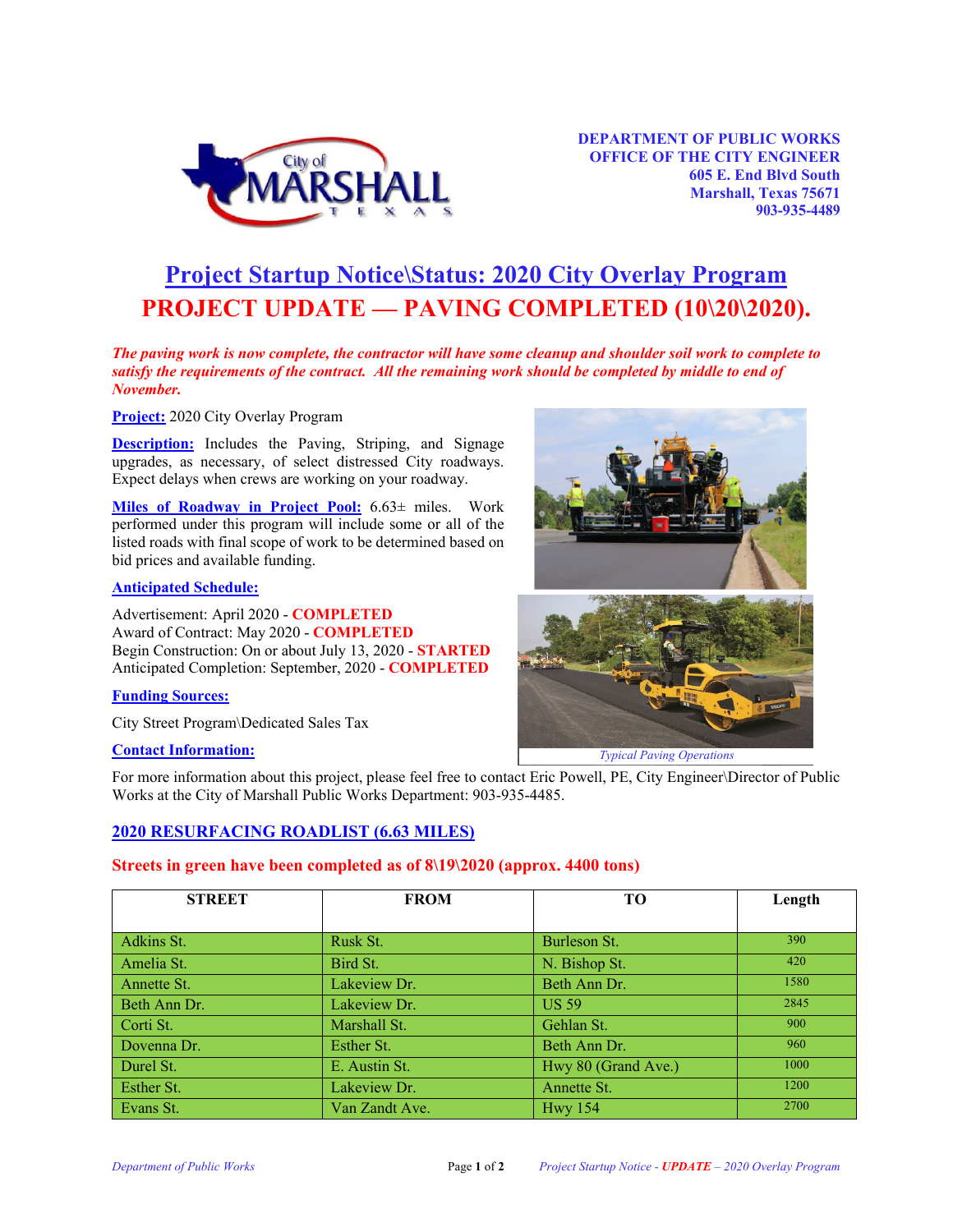**DEPARTMENT OF PUBLIC WORKS**
**OFFICE OF THE CITY ENGINEER**
**605 E. End Blvd South**
**Marshall, Texas 75671**
**903-935-4489**

# Project Startup Notice\Status: 2020 City Overlay Program

# PROJECT UPDATE — PAVING COMPLETED (10\20\2020).

***The paving work is now complete, the contractor will have some cleanup and shoulder soil work to complete to satisfy the requirements of the contract. All the remaining work should be completed by middle to end of November.***

**Project:** 2020 City Overlay Program

**Description:** Includes the Paving, Striping, and Signage upgrades, as necessary, of select distressed City roadways. Expect delays when crews are working on your roadway.

**Miles of Roadway in Project Pool:** 6.63± miles. Work performed under this program will include some or all of the listed roads with final scope of work to be determined based on bid prices and available funding.

**Anticipated Schedule:**

Advertisement: April 2020 - **COMPLETED**
Award of Contract: May 2020 - **COMPLETED**
Begin Construction: On or about July 13, 2020 - **STARTED**
Anticipated Completion: September, 2020 - **COMPLETED**

**Funding Sources:**

City Street Program\Dedicated Sales Tax

*Typical Paving Operations*

**Contact Information:**

For more information about this project, please feel free to contact Eric Powell, PE, City Engineer\Director of Public Works at the City of Marshall Public Works Department: 903-935-4485.

## 2020 RESURFACING ROADLIST (6.63 MILES)

**Streets in green have been completed as of 8\19\2020 (approx. 4400 tons)**

| STREET | FROM | TO | Length |
|---|---|---|---|
| Adkins St. | Rusk St. | Burleson St. | 390 |
| Amelia St. | Bird St. | N. Bishop St. | 420 |
| Annette St. | Lakeview Dr. | Beth Ann Dr. | 1580 |
| Beth Ann Dr. | Lakeview Dr. | US 59 | 2845 |
| Corti St. | Marshall St. | Gehlan St. | 900 |
| Dovenna Dr. | Esther St. | Beth Ann Dr. | 960 |
| Durel St. | E. Austin St. | Hwy 80 (Grand Ave.) | 1000 |
| Esther St. | Lakeview Dr. | Annette St. | 1200 |
| Evans St. | Van Zandt Ave. | Hwy 154 | 2700 |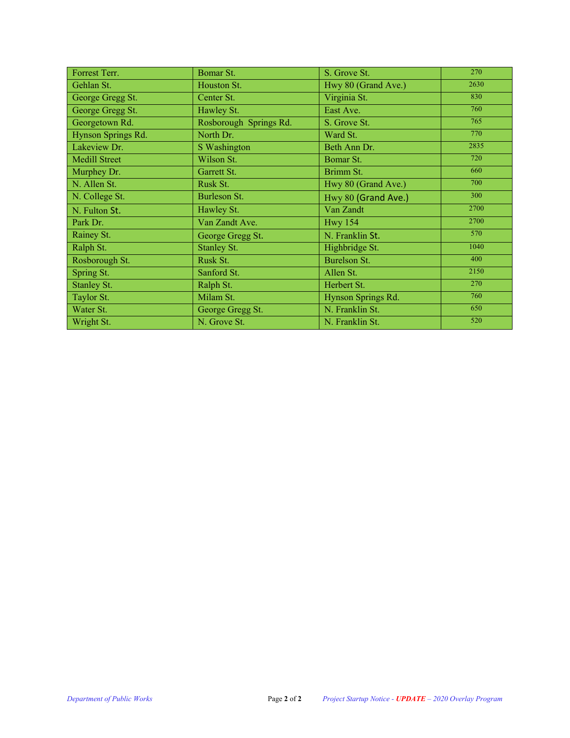| | | | |
|---|---|---|---|
| Forrest Terr. | Bomar St. | S. Grove St. | 270 |
| Gehlan St. | Houston St. | Hwy 80 (Grand Ave.) | 2630 |
| George Gregg St. | Center St. | Virginia St. | 830 |
| George Gregg St. | Hawley St. | East Ave. | 760 |
| Georgetown Rd. | Rosborough Springs Rd. | S. Grove St. | 765 |
| Hynson Springs Rd. | North Dr. | Ward St. | 770 |
| Lakeview Dr. | S Washington | Beth Ann Dr. | 2835 |
| Medill Street | Wilson St. | Bomar St. | 720 |
| Murphey Dr. | Garrett St. | Brimm St. | 660 |
| N. Allen St. | Rusk St. | Hwy 80 (Grand Ave.) | 700 |
| N. College St. | Burleson St. | Hwy 80 (Grand Ave.) | 300 |
| N. Fulton St. | Hawley St. | Van Zandt | 2700 |
| Park Dr. | Van Zandt Ave. | Hwy 154 | 2700 |
| Rainey St. | George Gregg St. | N. Franklin St. | 570 |
| Ralph St. | Stanley St. | Highbridge St. | 1040 |
| Rosborough St. | Rusk St. | Burelson St. | 400 |
| Spring St. | Sanford St. | Allen St. | 2150 |
| Stanley St. | Ralph St. | Herbert St. | 270 |
| Taylor St. | Milam St. | Hynson Springs Rd. | 760 |
| Water St. | George Gregg St. | N. Franklin St. | 650 |
| Wright St. | N. Grove St. | N. Franklin St. | 520 |